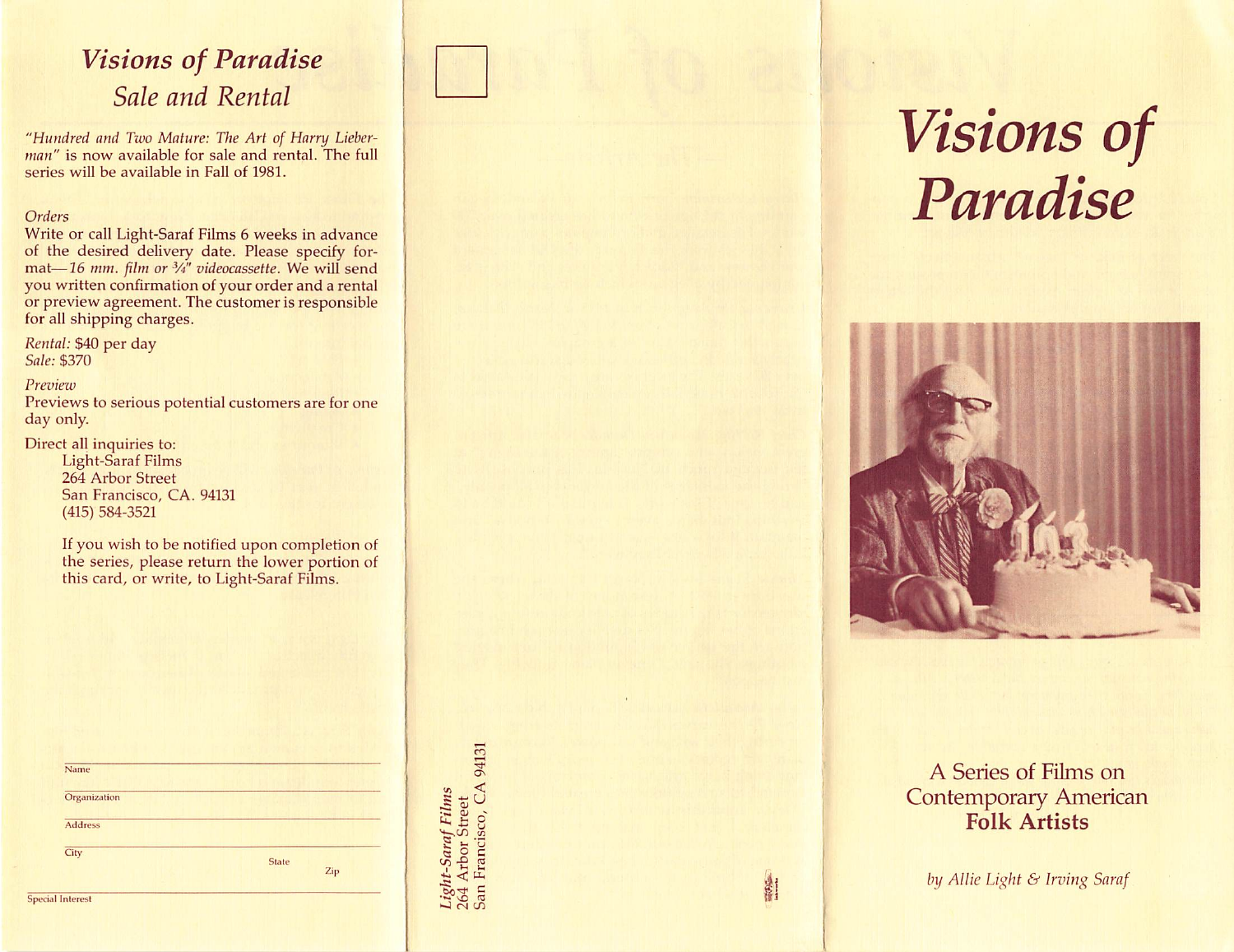## *Visions of Paradise*
## *Sale and Rental*

*"Hundred and Two Mature: The Art of Harry Lieberman"* is now available for sale and rental. The full series will be available in Fall of 1981.

*Orders*

Write or call Light-Saraf Films 6 weeks in advance of the desired delivery date. Please specify format—*16 mm. film or ¾" videocassette.* We will send you written confirmation of your order and a rental or preview agreement. The customer is responsible for all shipping charges.

*Rental:* $40 per day
*Sale:* $370

*Preview*

Previews to serious potential customers are for one day only.

Direct all inquiries to:

Light-Saraf Films
264 Arbor Street
San Francisco, CA. 94131
(415) 584-3521

If you wish to be notified upon completion of the series, please return the lower portion of this card, or write, to Light-Saraf Films.

Name

Organization

Address

City State Zip

Special Interest

*Light-Saraf Films*
264 Arbor Street
San Francisco, CA 94131

# *Visions of Paradise*

A Series of Films on Contemporary American **Folk Artists**

*by Allie Light & Irving Saraf*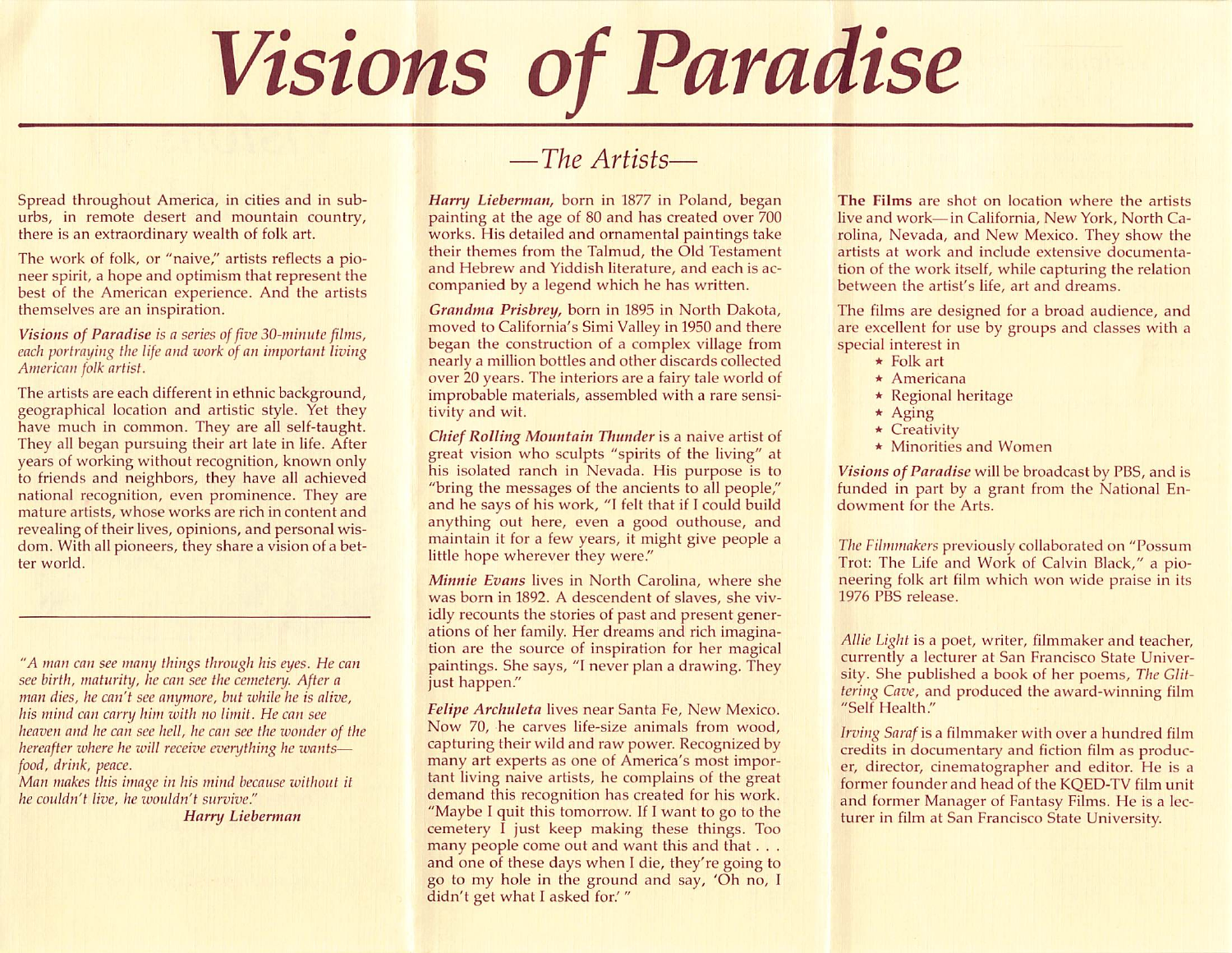# Visions of Paradise

Spread throughout America, in cities and in suburbs, in remote desert and mountain country, there is an extraordinary wealth of folk art.

The work of folk, or "naive," artists reflects a pioneer spirit, a hope and optimism that represent the best of the American experience. And the artists themselves are an inspiration.

***Visions of Paradise** is a series of five 30-minute films, each portraying the life and work of an important living American folk artist.*

The artists are each different in ethnic background, geographical location and artistic style. Yet they have much in common. They are all self-taught. They all began pursuing their art late in life. After years of working without recognition, known only to friends and neighbors, they have all achieved national recognition, even prominence. They are mature artists, whose works are rich in content and revealing of their lives, opinions, and personal wisdom. With all pioneers, they share a vision of a better world.

---

*"A man can see many things through his eyes. He can see birth, maturity, he can see the cemetery. After a man dies, he can't see anymore, but while he is alive, his mind can carry him with no limit. He can see heaven and he can see hell, he can see the wonder of the hereafter where he will receive everything he wants—food, drink, peace.*
*Man makes this image in his mind because without it he couldn't live, he wouldn't survive."*

***Harry Lieberman***

## —The Artists—

***Harry Lieberman,*** born in 1877 in Poland, began painting at the age of 80 and has created over 700 works. His detailed and ornamental paintings take their themes from the Talmud, the Old Testament and Hebrew and Yiddish literature, and each is accompanied by a legend which he has written.

***Grandma Prisbrey,*** born in 1895 in North Dakota, moved to California's Simi Valley in 1950 and there began the construction of a complex village from nearly a million bottles and other discards collected over 20 years. The interiors are a fairy tale world of improbable materials, assembled with a rare sensitivity and wit.

***Chief Rolling Mountain Thunder*** is a naive artist of great vision who sculpts "spirits of the living" at his isolated ranch in Nevada. His purpose is to "bring the messages of the ancients to all people," and he says of his work, "I felt that if I could build anything out here, even a good outhouse, and maintain it for a few years, it might give people a little hope wherever they were."

***Minnie Evans*** lives in North Carolina, where she was born in 1892. A descendent of slaves, she vividly recounts the stories of past and present generations of her family. Her dreams and rich imagination are the source of inspiration for her magical paintings. She says, "I never plan a drawing. They just happen."

***Felipe Archuleta*** lives near Santa Fe, New Mexico. Now 70, he carves life-size animals from wood, capturing their wild and raw power. Recognized by many art experts as one of America's most important living naive artists, he complains of the great demand this recognition has created for his work. "Maybe I quit this tomorrow. If I want to go to the cemetery I just keep making these things. Too many people come out and want this and that . . . and one of these days when I die, they're going to go to my hole in the ground and say, 'Oh no, I didn't get what I asked for.' "

**The Films** are shot on location where the artists live and work—in California, New York, North Carolina, Nevada, and New Mexico. They show the artists at work and include extensive documentation of the work itself, while capturing the relation between the artist's life, art and dreams.

The films are designed for a broad audience, and are excellent for use by groups and classes with a special interest in

* Folk art
* Americana
* Regional heritage
* Aging
* Creativity
* Minorities and Women

***Visions of Paradise*** will be broadcast by PBS, and is funded in part by a grant from the National Endowment for the Arts.

*The Filmmakers* previously collaborated on "Possum Trot: The Life and Work of Calvin Black," a pioneering folk art film which won wide praise in its 1976 PBS release.

*Allie Light* is a poet, writer, filmmaker and teacher, currently a lecturer at San Francisco State University. She published a book of her poems, *The Glittering Cave*, and produced the award-winning film "Self Health."

*Irving Saraf* is a filmmaker with over a hundred film credits in documentary and fiction film as producer, director, cinematographer and editor. He is a former founder and head of the KQED-TV film unit and former Manager of Fantasy Films. He is a lecturer in film at San Francisco State University.